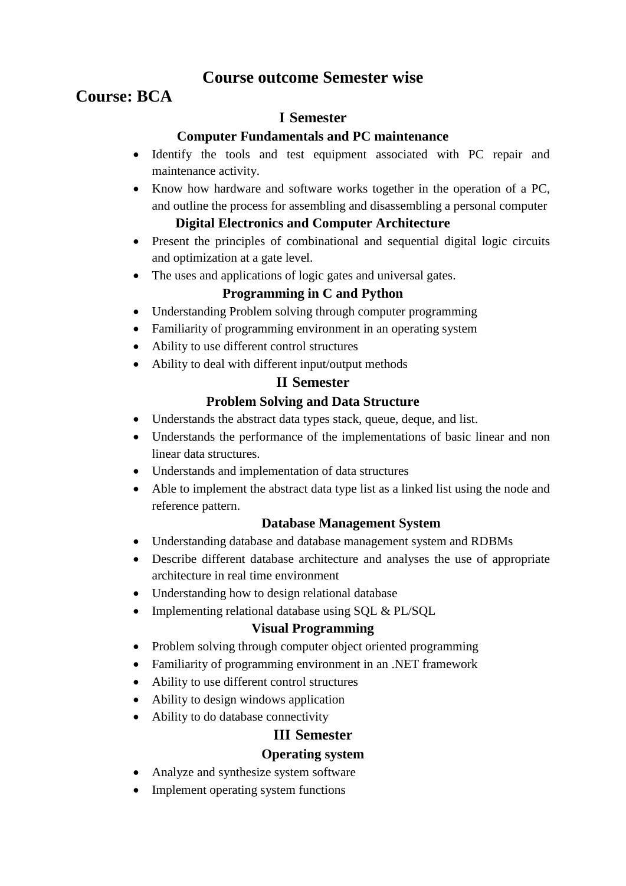# Course outcome Semester wise

## Course: BCA

### I Semester

#### Computer Fundamentals and PC maintenance

- Identify the tools and test equipment associated with PC repair and maintenance activity.
- Know how hardware and software works together in the operation of a PC, and outline the process for assembling and disassembling a personal computer

#### Digital Electronics and Computer Architecture

- Present the principles of combinational and sequential digital logic circuits and optimization at a gate level.
- The uses and applications of logic gates and universal gates.

#### Programming in C and Python

- Understanding Problem solving through computer programming
- Familiarity of programming environment in an operating system
- Ability to use different control structures
- Ability to deal with different input/output methods

### II Semester

#### Problem Solving and Data Structure

- Understands the abstract data types stack, queue, deque, and list.
- Understands the performance of the implementations of basic linear and non linear data structures.
- Understands and implementation of data structures
- Able to implement the abstract data type list as a linked list using the node and reference pattern.

#### Database Management System

- Understanding database and database management system and RDBMs
- Describe different database architecture and analyses the use of appropriate architecture in real time environment
- Understanding how to design relational database
- Implementing relational database using SQL & PL/SQL

#### Visual Programming

- Problem solving through computer object oriented programming
- Familiarity of programming environment in an .NET framework
- Ability to use different control structures
- Ability to design windows application
- Ability to do database connectivity

### III Semester

#### Operating system

- Analyze and synthesize system software
- Implement operating system functions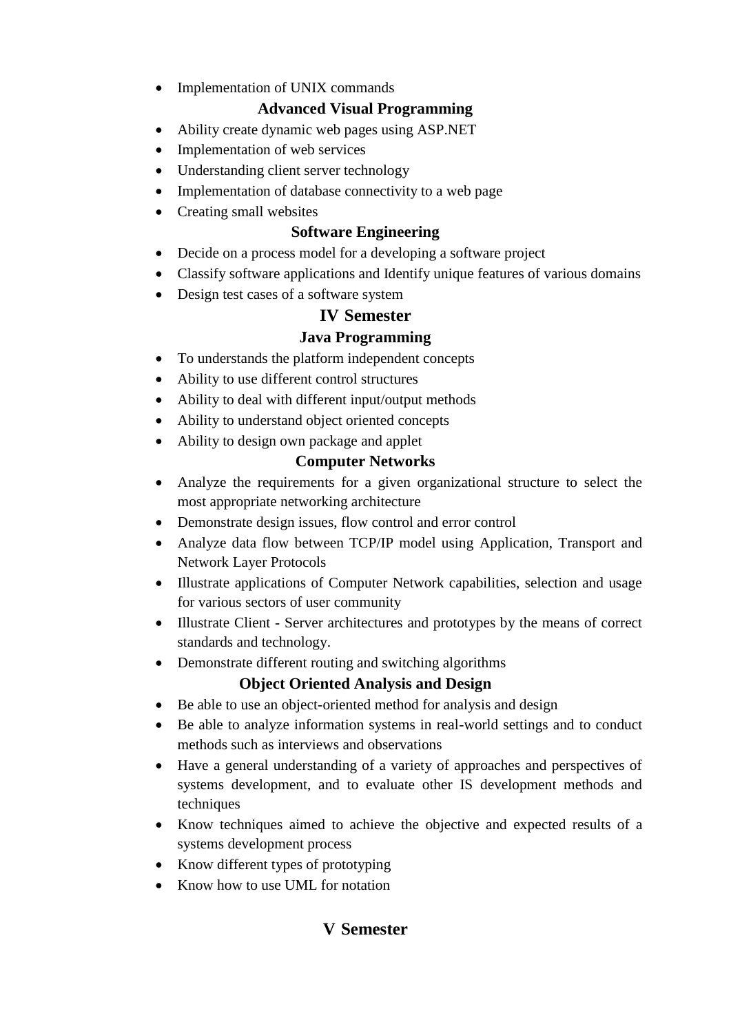- Implementation of UNIX commands

### Advanced Visual Programming

- Ability create dynamic web pages using ASP.NET
- Implementation of web services
- Understanding client server technology
- Implementation of database connectivity to a web page
- Creating small websites

### Software Engineering

- Decide on a process model for a developing a software project
- Classify software applications and Identify unique features of various domains
- Design test cases of a software system

## IV Semester

### Java Programming

- To understands the platform independent concepts
- Ability to use different control structures
- Ability to deal with different input/output methods
- Ability to understand object oriented concepts
- Ability to design own package and applet

### Computer Networks

- Analyze the requirements for a given organizational structure to select the most appropriate networking architecture
- Demonstrate design issues, flow control and error control
- Analyze data flow between TCP/IP model using Application, Transport and Network Layer Protocols
- Illustrate applications of Computer Network capabilities, selection and usage for various sectors of user community
- Illustrate Client - Server architectures and prototypes by the means of correct standards and technology.
- Demonstrate different routing and switching algorithms

### Object Oriented Analysis and Design

- Be able to use an object-oriented method for analysis and design
- Be able to analyze information systems in real-world settings and to conduct methods such as interviews and observations
- Have a general understanding of a variety of approaches and perspectives of systems development, and to evaluate other IS development methods and techniques
- Know techniques aimed to achieve the objective and expected results of a systems development process
- Know different types of prototyping
- Know how to use UML for notation

## V Semester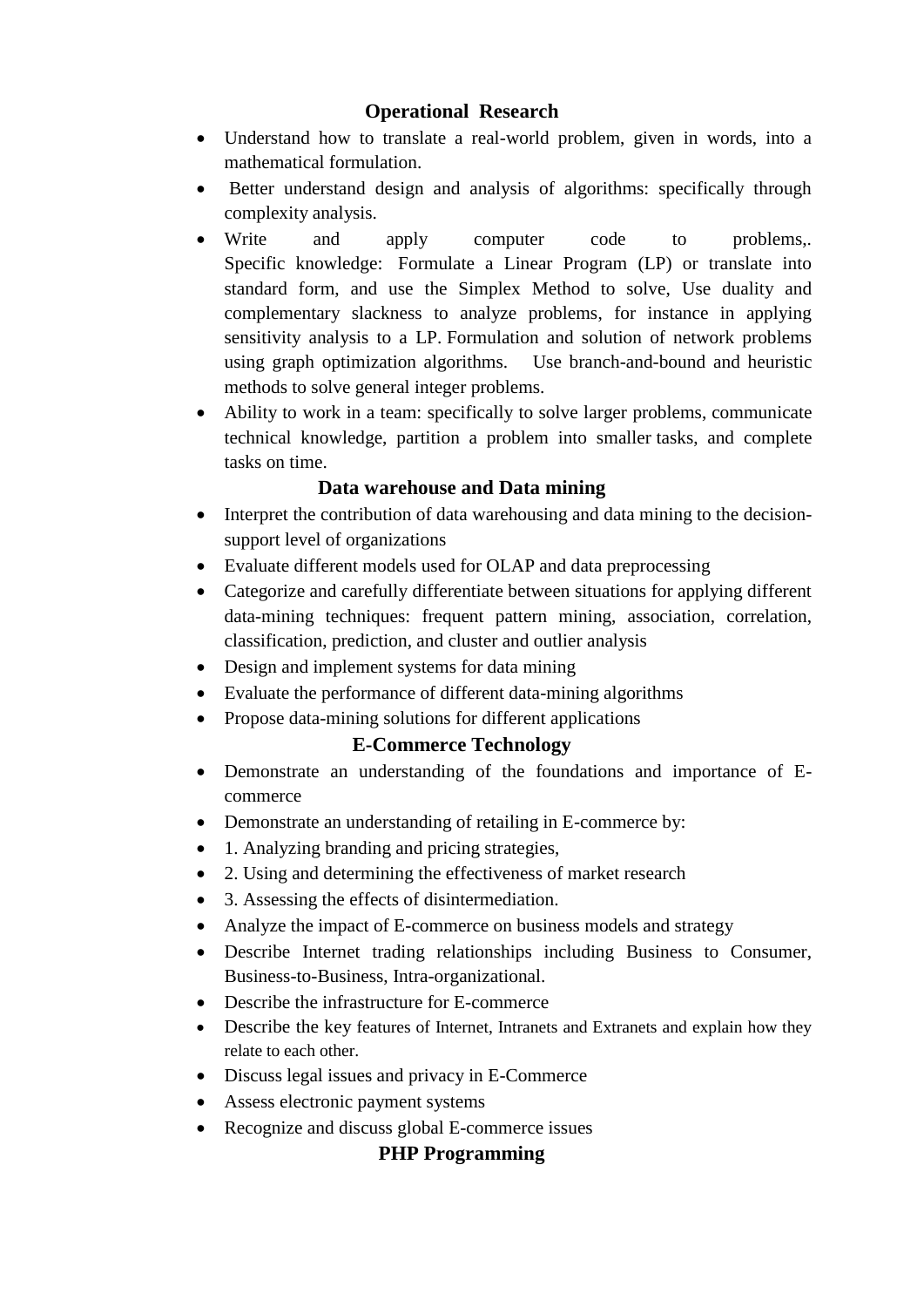### Operational Research

- Understand how to translate a real-world problem, given in words, into a mathematical formulation.
- Better understand design and analysis of algorithms: specifically through complexity analysis.
- Write and apply computer code to problems,. Specific knowledge: Formulate a Linear Program (LP) or translate into standard form, and use the Simplex Method to solve, Use duality and complementary slackness to analyze problems, for instance in applying sensitivity analysis to a LP. Formulation and solution of network problems using graph optimization algorithms. Use branch-and-bound and heuristic methods to solve general integer problems.
- Ability to work in a team: specifically to solve larger problems, communicate technical knowledge, partition a problem into smaller tasks, and complete tasks on time.

### Data warehouse and Data mining

- Interpret the contribution of data warehousing and data mining to the decision-support level of organizations
- Evaluate different models used for OLAP and data preprocessing
- Categorize and carefully differentiate between situations for applying different data-mining techniques: frequent pattern mining, association, correlation, classification, prediction, and cluster and outlier analysis
- Design and implement systems for data mining
- Evaluate the performance of different data-mining algorithms
- Propose data-mining solutions for different applications

### E-Commerce Technology

- Demonstrate an understanding of the foundations and importance of E-commerce
- Demonstrate an understanding of retailing in E-commerce by:
- 1. Analyzing branding and pricing strategies,
- 2. Using and determining the effectiveness of market research
- 3. Assessing the effects of disintermediation.
- Analyze the impact of E-commerce on business models and strategy
- Describe Internet trading relationships including Business to Consumer, Business-to-Business, Intra-organizational.
- Describe the infrastructure for E-commerce
- Describe the key features of Internet, Intranets and Extranets and explain how they relate to each other.
- Discuss legal issues and privacy in E-Commerce
- Assess electronic payment systems
- Recognize and discuss global E-commerce issues

### PHP Programming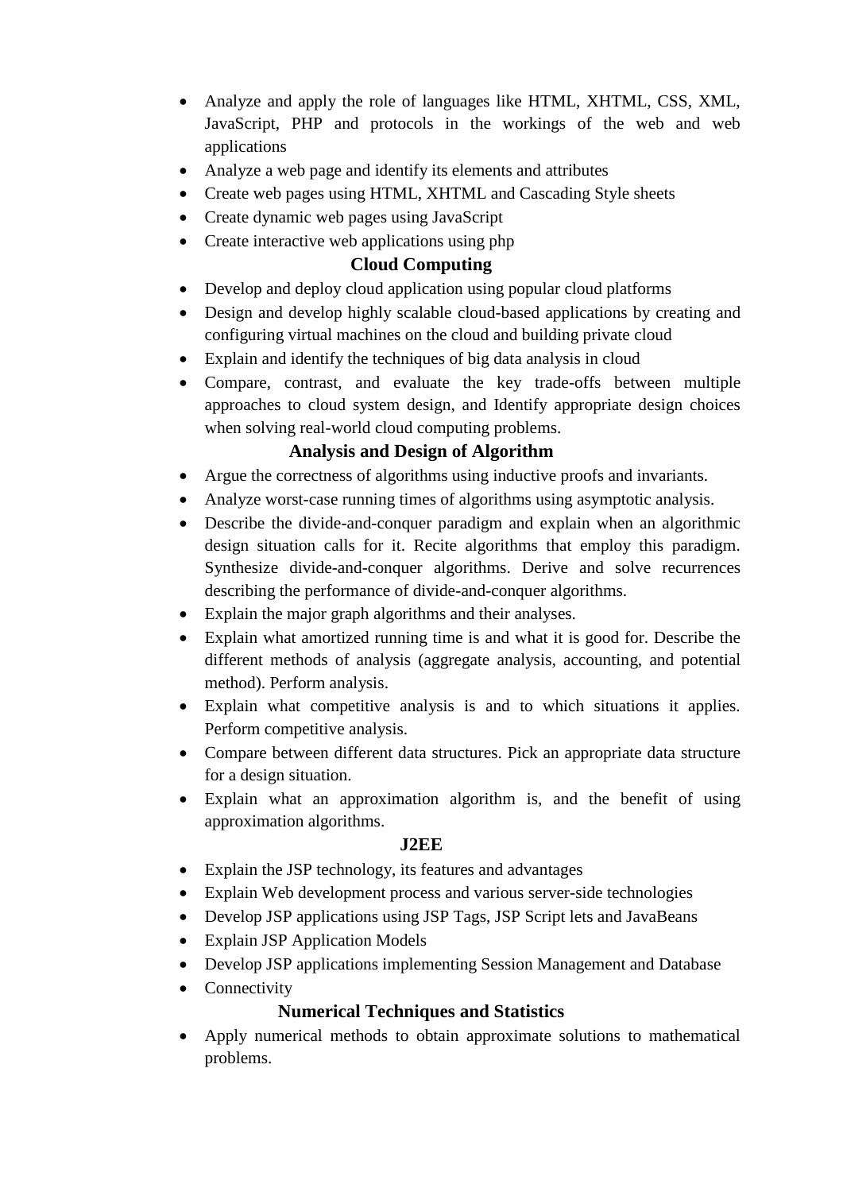- Analyze and apply the role of languages like HTML, XHTML, CSS, XML, JavaScript, PHP and protocols in the workings of the web and web applications
- Analyze a web page and identify its elements and attributes
- Create web pages using HTML, XHTML and Cascading Style sheets
- Create dynamic web pages using JavaScript
- Create interactive web applications using php

### Cloud Computing

- Develop and deploy cloud application using popular cloud platforms
- Design and develop highly scalable cloud-based applications by creating and configuring virtual machines on the cloud and building private cloud
- Explain and identify the techniques of big data analysis in cloud
- Compare, contrast, and evaluate the key trade-offs between multiple approaches to cloud system design, and Identify appropriate design choices when solving real-world cloud computing problems.

### Analysis and Design of Algorithm

- Argue the correctness of algorithms using inductive proofs and invariants.
- Analyze worst-case running times of algorithms using asymptotic analysis.
- Describe the divide-and-conquer paradigm and explain when an algorithmic design situation calls for it. Recite algorithms that employ this paradigm. Synthesize divide-and-conquer algorithms. Derive and solve recurrences describing the performance of divide-and-conquer algorithms.
- Explain the major graph algorithms and their analyses.
- Explain what amortized running time is and what it is good for. Describe the different methods of analysis (aggregate analysis, accounting, and potential method). Perform analysis.
- Explain what competitive analysis is and to which situations it applies. Perform competitive analysis.
- Compare between different data structures. Pick an appropriate data structure for a design situation.
- Explain what an approximation algorithm is, and the benefit of using approximation algorithms.

### J2EE

- Explain the JSP technology, its features and advantages
- Explain Web development process and various server-side technologies
- Develop JSP applications using JSP Tags, JSP Script lets and JavaBeans
- Explain JSP Application Models
- Develop JSP applications implementing Session Management and Database
- Connectivity

### Numerical Techniques and Statistics

- Apply numerical methods to obtain approximate solutions to mathematical problems.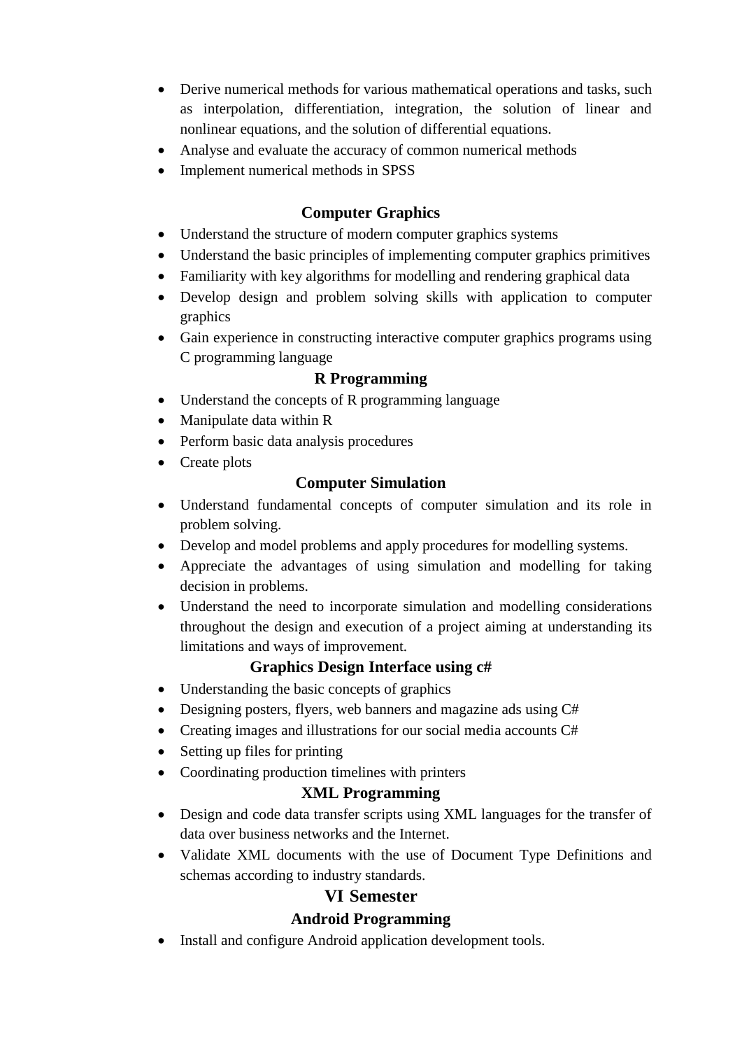- Derive numerical methods for various mathematical operations and tasks, such as interpolation, differentiation, integration, the solution of linear and nonlinear equations, and the solution of differential equations.
- Analyse and evaluate the accuracy of common numerical methods
- Implement numerical methods in SPSS

### Computer Graphics

- Understand the structure of modern computer graphics systems
- Understand the basic principles of implementing computer graphics primitives
- Familiarity with key algorithms for modelling and rendering graphical data
- Develop design and problem solving skills with application to computer graphics
- Gain experience in constructing interactive computer graphics programs using C programming language

### R Programming

- Understand the concepts of R programming language
- Manipulate data within R
- Perform basic data analysis procedures
- Create plots

### Computer Simulation

- Understand fundamental concepts of computer simulation and its role in problem solving.
- Develop and model problems and apply procedures for modelling systems.
- Appreciate the advantages of using simulation and modelling for taking decision in problems.
- Understand the need to incorporate simulation and modelling considerations throughout the design and execution of a project aiming at understanding its limitations and ways of improvement.

### Graphics Design Interface using c#

- Understanding the basic concepts of graphics
- Designing posters, flyers, web banners and magazine ads using C#
- Creating images and illustrations for our social media accounts C#
- Setting up files for printing
- Coordinating production timelines with printers

### XML Programming

- Design and code data transfer scripts using XML languages for the transfer of data over business networks and the Internet.
- Validate XML documents with the use of Document Type Definitions and schemas according to industry standards.

## VI Semester

### Android Programming

- Install and configure Android application development tools.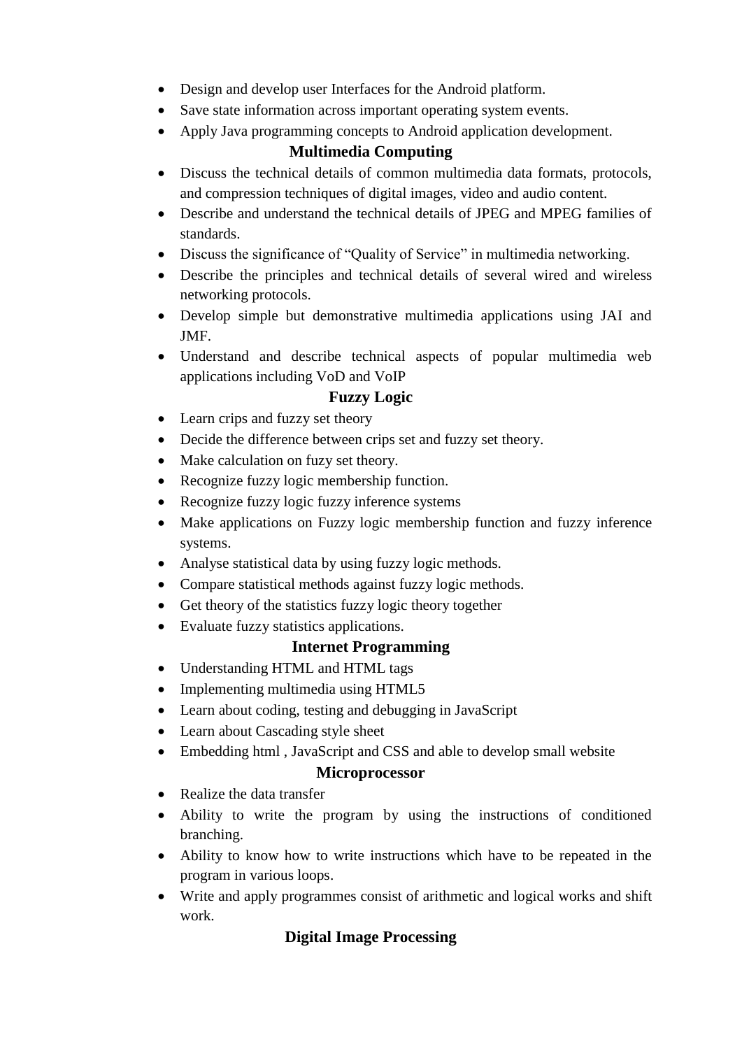- Design and develop user Interfaces for the Android platform.
- Save state information across important operating system events.
- Apply Java programming concepts to Android application development.

## Multimedia Computing

- Discuss the technical details of common multimedia data formats, protocols, and compression techniques of digital images, video and audio content.
- Describe and understand the technical details of JPEG and MPEG families of standards.
- Discuss the significance of "Quality of Service" in multimedia networking.
- Describe the principles and technical details of several wired and wireless networking protocols.
- Develop simple but demonstrative multimedia applications using JAI and JMF.
- Understand and describe technical aspects of popular multimedia web applications including VoD and VoIP

## Fuzzy Logic

- Learn crips and fuzzy set theory
- Decide the difference between crips set and fuzzy set theory.
- Make calculation on fuzy set theory.
- Recognize fuzzy logic membership function.
- Recognize fuzzy logic fuzzy inference systems
- Make applications on Fuzzy logic membership function and fuzzy inference systems.
- Analyse statistical data by using fuzzy logic methods.
- Compare statistical methods against fuzzy logic methods.
- Get theory of the statistics fuzzy logic theory together
- Evaluate fuzzy statistics applications.

## Internet Programming

- Understanding HTML and HTML tags
- Implementing multimedia using HTML5
- Learn about coding, testing and debugging in JavaScript
- Learn about Cascading style sheet
- Embedding html , JavaScript and CSS and able to develop small website

## Microprocessor

- Realize the data transfer
- Ability to write the program by using the instructions of conditioned branching.
- Ability to know how to write instructions which have to be repeated in the program in various loops.
- Write and apply programmes consist of arithmetic and logical works and shift work.

## Digital Image Processing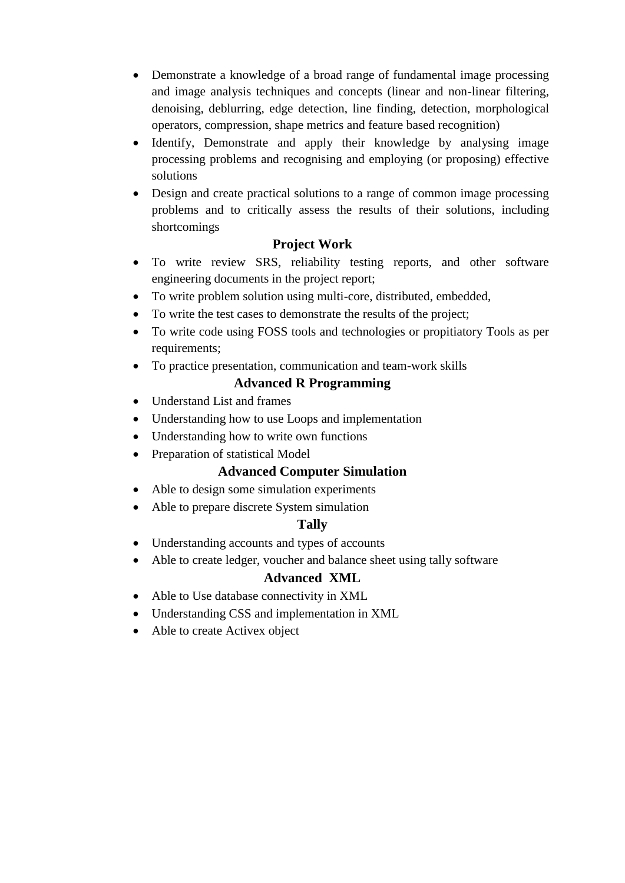- Demonstrate a knowledge of a broad range of fundamental image processing and image analysis techniques and concepts (linear and non-linear filtering, denoising, deblurring, edge detection, line finding, detection, morphological operators, compression, shape metrics and feature based recognition)
- Identify, Demonstrate and apply their knowledge by analysing image processing problems and recognising and employing (or proposing) effective solutions
- Design and create practical solutions to a range of common image processing problems and to critically assess the results of their solutions, including shortcomings

### Project Work

- To write review SRS, reliability testing reports, and other software engineering documents in the project report;
- To write problem solution using multi-core, distributed, embedded,
- To write the test cases to demonstrate the results of the project;
- To write code using FOSS tools and technologies or propitiatory Tools as per requirements;
- To practice presentation, communication and team-work skills

### Advanced R Programming

- Understand List and frames
- Understanding how to use Loops and implementation
- Understanding how to write own functions
- Preparation of statistical Model

### Advanced Computer Simulation

- Able to design some simulation experiments
- Able to prepare discrete System simulation

### Tally

- Understanding accounts and types of accounts
- Able to create ledger, voucher and balance sheet using tally software

### Advanced XML

- Able to Use database connectivity in XML
- Understanding CSS and implementation in XML
- Able to create Activex object